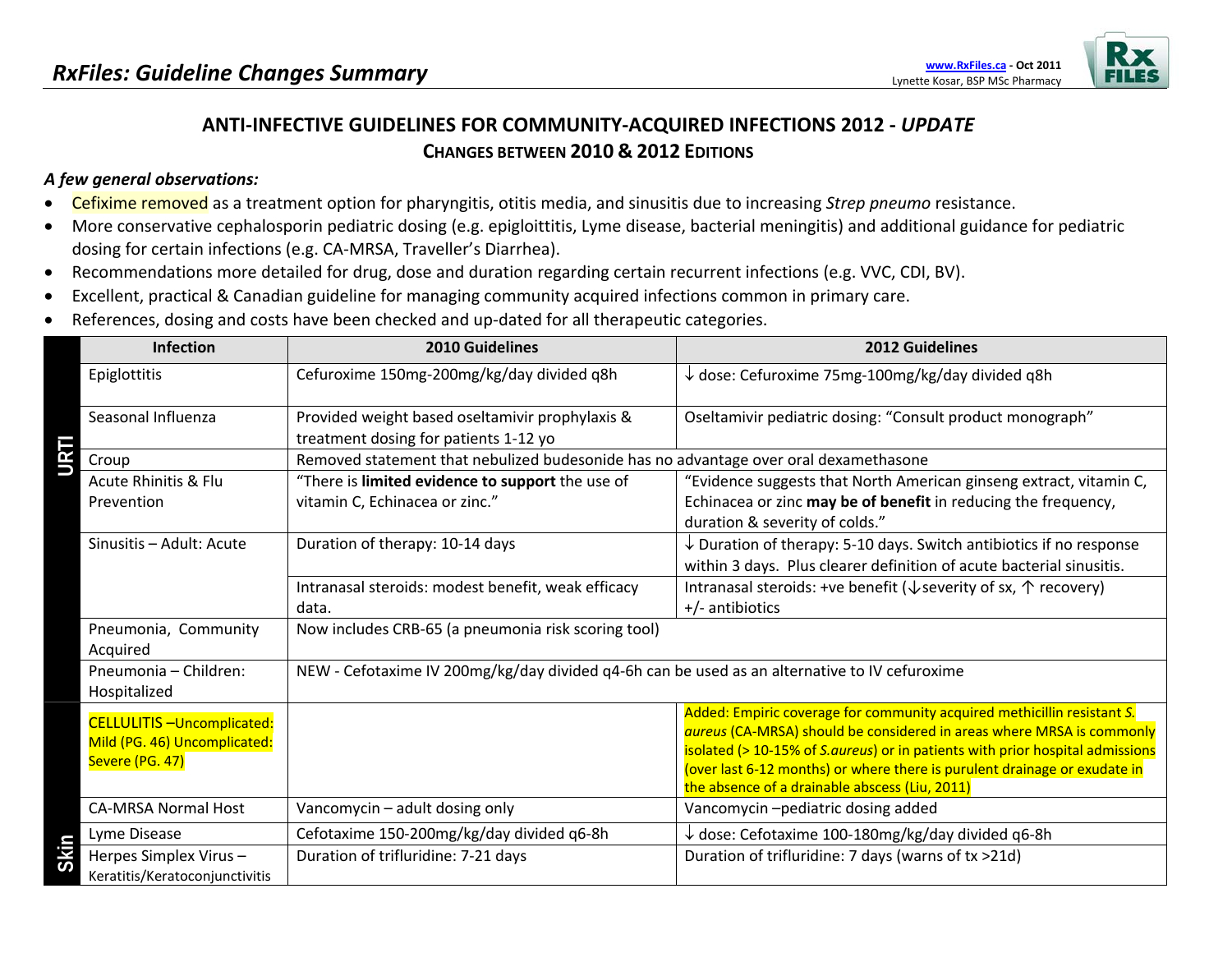# RxFiles: Guideline Changes Summary

www.RxFiles.ca - Oct 2011
Lynette Kosar, BSP MSc Pharmacy

## ANTI-INFECTIVE GUIDELINES FOR COMMUNITY-ACQUIRED INFECTIONS 2012 - *UPDATE*

### CHANGES BETWEEN 2010 & 2012 EDITIONS

***A few general observations:***

- Cefixime removed as a treatment option for pharyngitis, otitis media, and sinusitis due to increasing *Strep pneumo* resistance.
- More conservative cephalosporin pediatric dosing (e.g. epigloittitis, Lyme disease, bacterial meningitis) and additional guidance for pediatric dosing for certain infections (e.g. CA-MRSA, Traveller's Diarrhea).
- Recommendations more detailed for drug, dose and duration regarding certain recurrent infections (e.g. VVC, CDI, BV).
- Excellent, practical & Canadian guideline for managing community acquired infections common in primary care.
- References, dosing and costs have been checked and up-dated for all therapeutic categories.

| | Infection | 2010 Guidelines | 2012 Guidelines |
|---|---|---|---|
| URTI | Epiglottitis | Cefuroxime 150mg-200mg/kg/day divided q8h | ↓ dose: Cefuroxime 75mg-100mg/kg/day divided q8h |
| URTI | Seasonal Influenza | Provided weight based oseltamivir prophylaxis & treatment dosing for patients 1-12 yo | Oseltamivir pediatric dosing: "Consult product monograph" |
| URTI | Croup | Removed statement that nebulized budesonide has no advantage over oral dexamethasone | |
| URTI | Acute Rhinitis & Flu Prevention | "There is **limited evidence to support** the use of vitamin C, Echinacea or zinc." | "Evidence suggests that North American ginseng extract, vitamin C, Echinacea or zinc **may be of benefit** in reducing the frequency, duration & severity of colds." |
| URTI | Sinusitis – Adult: Acute | Duration of therapy: 10-14 days | ↓ Duration of therapy: 5-10 days. Switch antibiotics if no response within 3 days. Plus clearer definition of acute bacterial sinusitis. |
| URTI | | Intranasal steroids: modest benefit, weak efficacy data. | Intranasal steroids: +ve benefit (↓severity of sx, ↑ recovery) +/- antibiotics |
| URTI | Pneumonia, Community Acquired | Now includes CRB-65 (a pneumonia risk scoring tool) | |
| URTI | Pneumonia – Children: Hospitalized | NEW - Cefotaxime IV 200mg/kg/day divided q4-6h can be used as an alternative to IV cefuroxime | |
| Skin | CELLULITIS –Uncomplicated: Mild (PG. 46) Uncomplicated: Severe (PG. 47) | | Added: Empiric coverage for community acquired methicillin resistant *S. aureus* (CA-MRSA) should be considered in areas where MRSA is commonly isolated (> 10-15% of *S.aureus*) or in patients with prior hospital admissions (over last 6-12 months) or where there is purulent drainage or exudate in the absence of a drainable abscess (Liu, 2011) |
| Skin | CA-MRSA Normal Host | Vancomycin – adult dosing only | Vancomycin –pediatric dosing added |
| Skin | Lyme Disease | Cefotaxime 150-200mg/kg/day divided q6-8h | ↓ dose: Cefotaxime 100-180mg/kg/day divided q6-8h |
| Skin | Herpes Simplex Virus – Keratitis/Keratoconjunctivitis | Duration of trifluridine: 7-21 days | Duration of trifluridine: 7 days (warns of tx >21d) |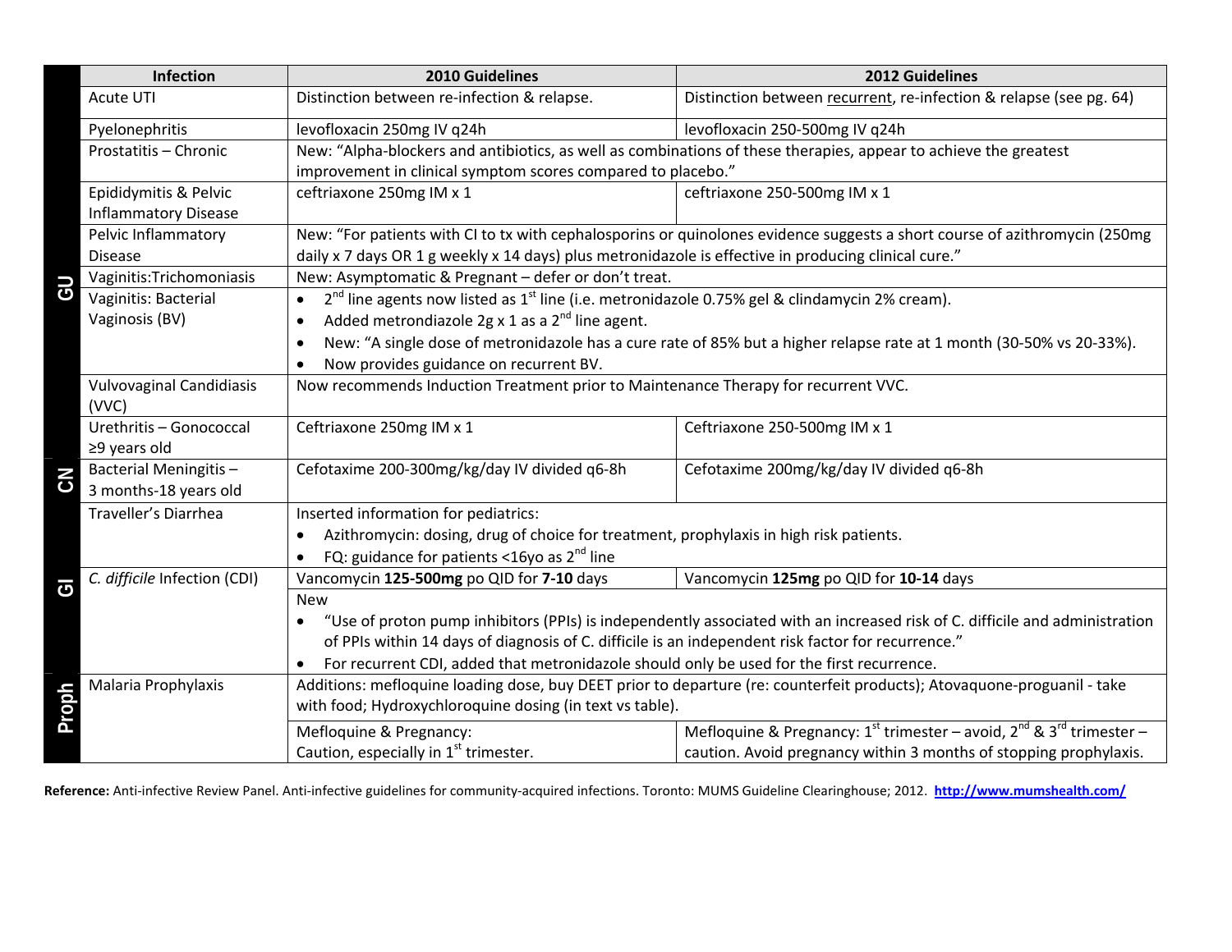| | Infection | 2010 Guidelines | 2012 Guidelines |
|---|---|---|---|
| GU | Acute UTI | Distinction between re-infection & relapse. | Distinction between recurrent, re-infection & relapse (see pg. 64) |
| | Pyelonephritis | levofloxacin 250mg IV q24h | levofloxacin 250-500mg IV q24h |
| | Prostatitis – Chronic | New: "Alpha-blockers and antibiotics, as well as combinations of these therapies, appear to achieve the greatest improvement in clinical symptom scores compared to placebo." | |
| | Epididymitis & Pelvic Inflammatory Disease | ceftriaxone 250mg IM x 1 | ceftriaxone 250-500mg IM x 1 |
| | Pelvic Inflammatory Disease | New: "For patients with CI to tx with cephalosporins or quinolones evidence suggests a short course of azithromycin (250mg daily x 7 days OR 1 g weekly x 14 days) plus metronidazole is effective in producing clinical cure." | |
| | Vaginitis:Trichomoniasis | New: Asymptomatic & Pregnant – defer or don't treat. | |
| | Vaginitis: Bacterial Vaginosis (BV) | • 2nd line agents now listed as 1st line (i.e. metronidazole 0.75% gel & clindamycin 2% cream).<br>• Added metrondiazole 2g x 1 as a 2nd line agent.<br>• New: "A single dose of metronidazole has a cure rate of 85% but a higher relapse rate at 1 month (30-50% vs 20-33%).<br>• Now provides guidance on recurrent BV. | |
| | Vulvovaginal Candidiasis (VVC) | Now recommends Induction Treatment prior to Maintenance Therapy for recurrent VVC. | |
| | Urethritis – Gonococcal ≥9 years old | Ceftriaxone 250mg IM x 1 | Ceftriaxone 250-500mg IM x 1 |
| CN | Bacterial Meningitis – 3 months-18 years old | Cefotaxime 200-300mg/kg/day IV divided q6-8h | Cefotaxime 200mg/kg/day IV divided q6-8h |
| GI | Traveller's Diarrhea | Inserted information for pediatrics:<br>• Azithromycin: dosing, drug of choice for treatment, prophylaxis in high risk patients.<br>• FQ: guidance for patients <16yo as 2nd line | |
| | *C. difficile* Infection (CDI) | Vancomycin **125-500mg** po QID for **7-10** days | Vancomycin **125mg** po QID for **10-14** days |
| | | New<br>• "Use of proton pump inhibitors (PPIs) is independently associated with an increased risk of C. difficile and administration of PPIs within 14 days of diagnosis of C. difficile is an independent risk factor for recurrence."<br>• For recurrent CDI, added that metronidazole should only be used for the first recurrence. | |
| Proph | Malaria Prophylaxis | Additions: mefloquine loading dose, buy DEET prior to departure (re: counterfeit products); Atovaquone-proguanil - take with food; Hydroxychloroquine dosing (in text vs table). | |
| | | Mefloquine & Pregnancy: Caution, especially in 1st trimester. | Mefloquine & Pregnancy: 1st trimester – avoid, 2nd & 3rd trimester – caution. Avoid pregnancy within 3 months of stopping prophylaxis. |

**Reference:** Anti-infective Review Panel. Anti-infective guidelines for community-acquired infections. Toronto: MUMS Guideline Clearinghouse; 2012. **http://www.mumshealth.com/**